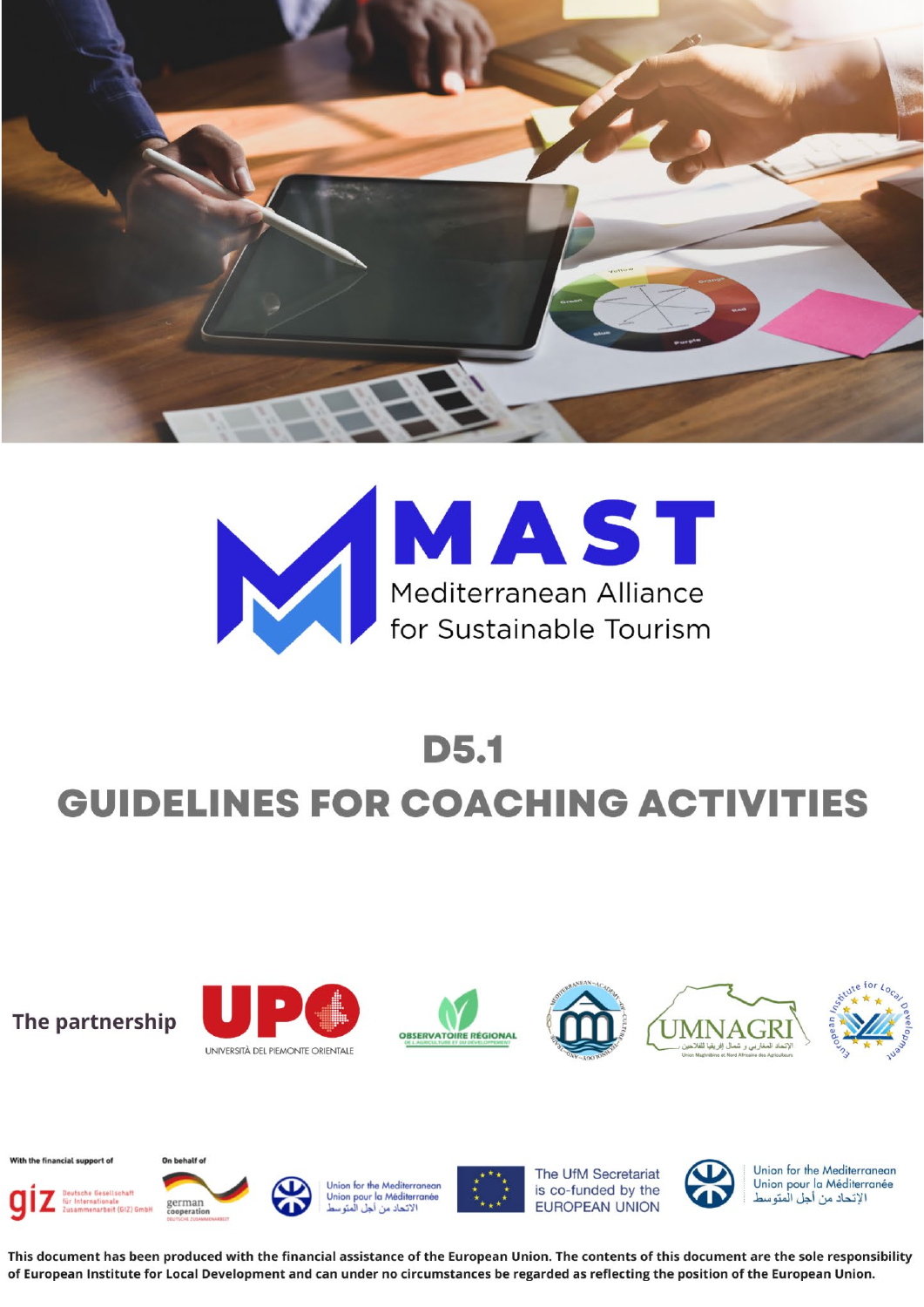# MAST

Mediterranean Alliance for Sustainable Tourism

## D5.1

# GUIDELINES FOR COACHING ACTIVITIES

**The partnership**

UPO UNIVERSITÀ DEL PIEMONTE ORIENTALE

OBSERVATOIRE RÉGIONAL DE L'AGRICULTURE ET DU DÉVELOPPEMENT

MEDITERRANEAN ACADEMY OF CULTURE, TECHNOLOGY AND TRADE

UMNAGRI الإتحاد المغاربي و شمال إفريقيا للفلاحين Union Maghrébine et Nord Africaine des Agriculteurs

European Institute for Local Development

With the financial support of: giz Deutsche Gesellschaft für Internationale Zusammenarbeit (GIZ) GmbH

On behalf of: german cooperation DEUTSCHE ZUSAMMENARBEIT

Union for the Mediterranean Union pour la Méditerranée الاتحاد من أجل المتوسط

The UfM Secretariat is co-funded by the EUROPEAN UNION

Union for the Mediterranean Union pour la Méditerranée الإتحاد من أجل المتوسط

**This document has been produced with the financial assistance of the European Union. The contents of this document are the sole responsibility of European Institute for Local Development and can under no circumstances be regarded as reflecting the position of the European Union.**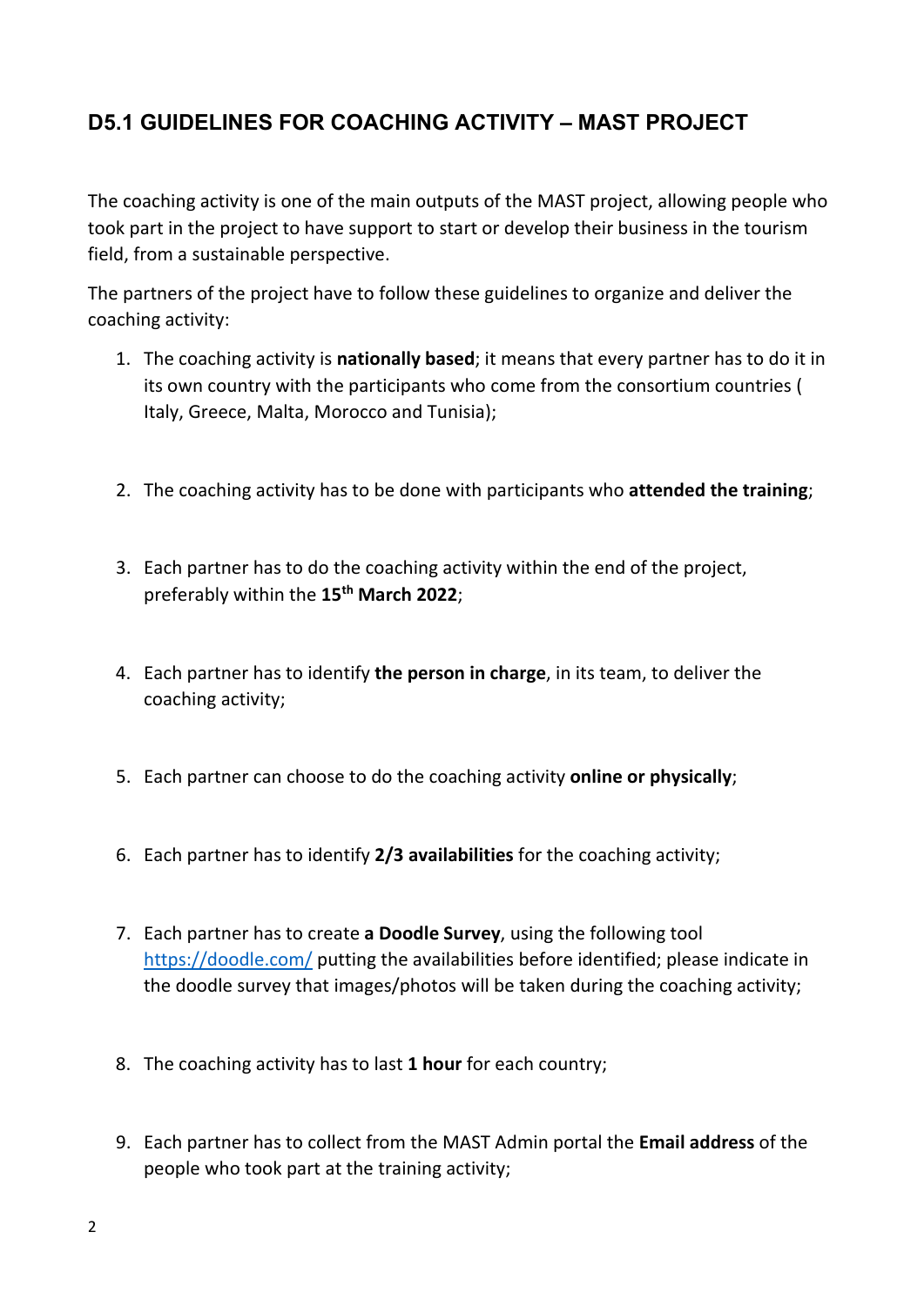## D5.1 GUIDELINES FOR COACHING ACTIVITY – MAST PROJECT

The coaching activity is one of the main outputs of the MAST project, allowing people who took part in the project to have support to start or develop their business in the tourism field, from a sustainable perspective.

The partners of the project have to follow these guidelines to organize and deliver the coaching activity:

1. The coaching activity is **nationally based**; it means that every partner has to do it in its own country with the participants who come from the consortium countries ( Italy, Greece, Malta, Morocco and Tunisia);

2. The coaching activity has to be done with participants who **attended the training**;

3. Each partner has to do the coaching activity within the end of the project, preferably within the **15th March 2022**;

4. Each partner has to identify **the person in charge**, in its team, to deliver the coaching activity;

5. Each partner can choose to do the coaching activity **online or physically**;

6. Each partner has to identify **2/3 availabilities** for the coaching activity;

7. Each partner has to create **a Doodle Survey**, using the following tool https://doodle.com/ putting the availabilities before identified; please indicate in the doodle survey that images/photos will be taken during the coaching activity;

8. The coaching activity has to last **1 hour** for each country;

9. Each partner has to collect from the MAST Admin portal the **Email address** of the people who took part at the training activity;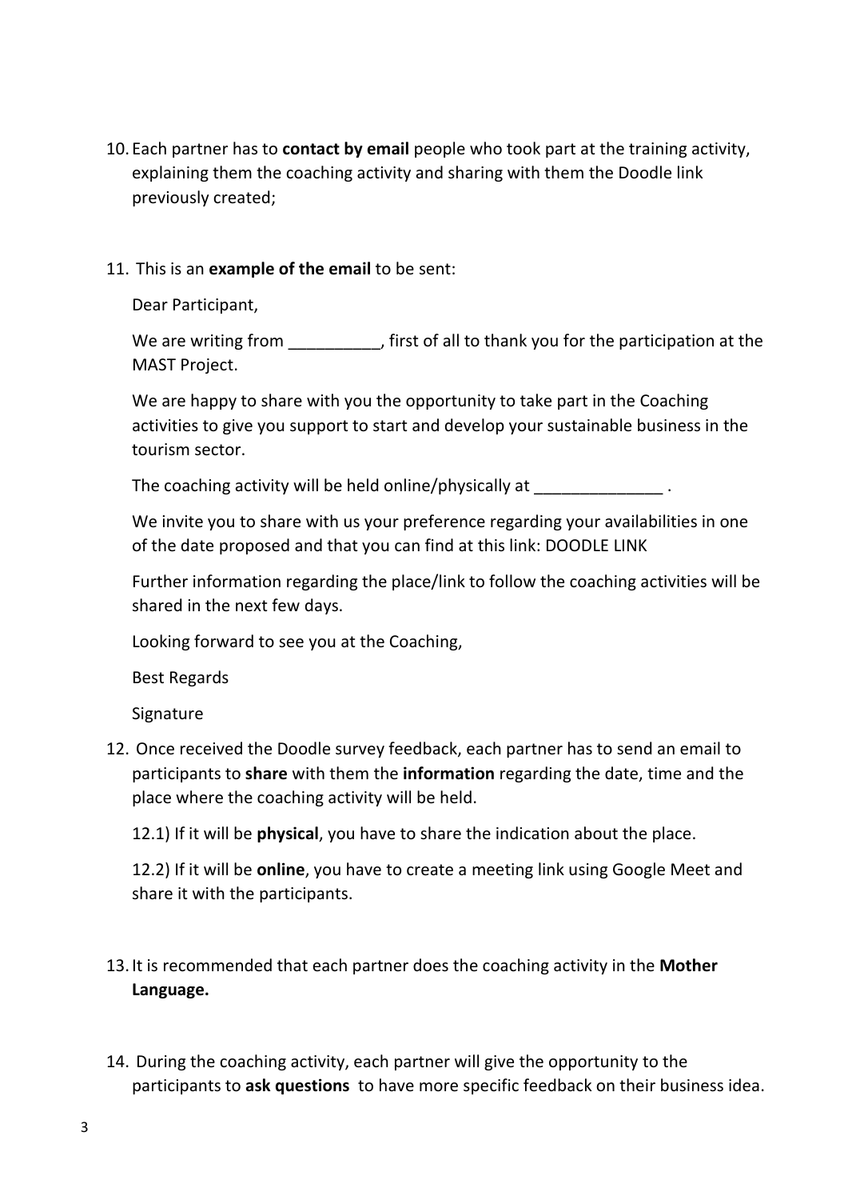10. Each partner has to **contact by email** people who took part at the training activity, explaining them the coaching activity and sharing with them the Doodle link previously created;

11. This is an **example of the email** to be sent:

    Dear Participant,

    We are writing from __________, first of all to thank you for the participation at the MAST Project.

    We are happy to share with you the opportunity to take part in the Coaching activities to give you support to start and develop your sustainable business in the tourism sector.

    The coaching activity will be held online/physically at ______________ .

    We invite you to share with us your preference regarding your availabilities in one of the date proposed and that you can find at this link: DOODLE LINK

    Further information regarding the place/link to follow the coaching activities will be shared in the next few days.

    Looking forward to see you at the Coaching,

    Best Regards

    Signature

12. Once received the Doodle survey feedback, each partner has to send an email to participants to **share** with them the **information** regarding the date, time and the place where the coaching activity will be held.

    12.1) If it will be **physical**, you have to share the indication about the place.

    12.2) If it will be **online**, you have to create a meeting link using Google Meet and share it with the participants.

13. It is recommended that each partner does the coaching activity in the **Mother Language.**

14. During the coaching activity, each partner will give the opportunity to the participants to **ask questions** to have more specific feedback on their business idea.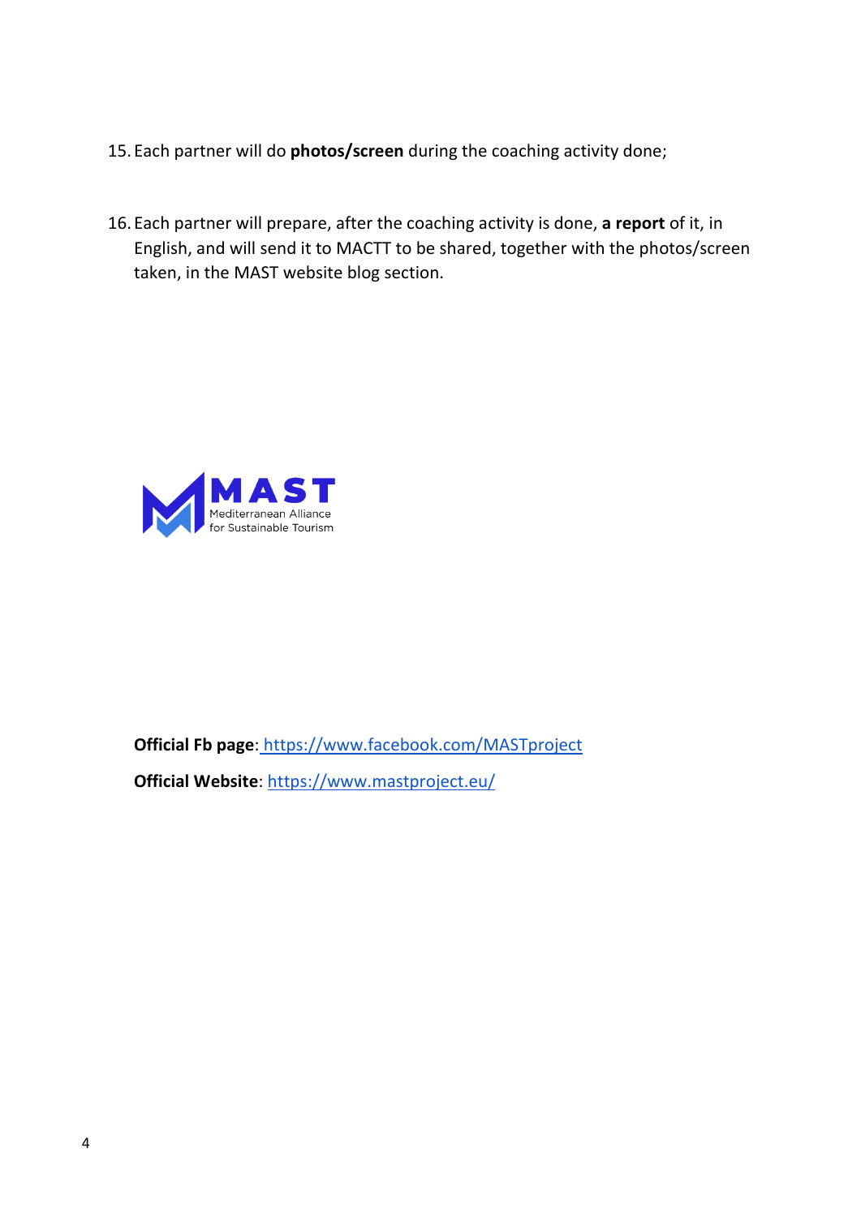15. Each partner will do **photos/screen** during the coaching activity done;

16. Each partner will prepare, after the coaching activity is done, **a report** of it, in English, and will send it to MACTT to be shared, together with the photos/screen taken, in the MAST website blog section.

MAST
Mediterranean Alliance
for Sustainable Tourism

**Official Fb page**: https://www.facebook.com/MASTproject

**Official Website**: https://www.mastproject.eu/